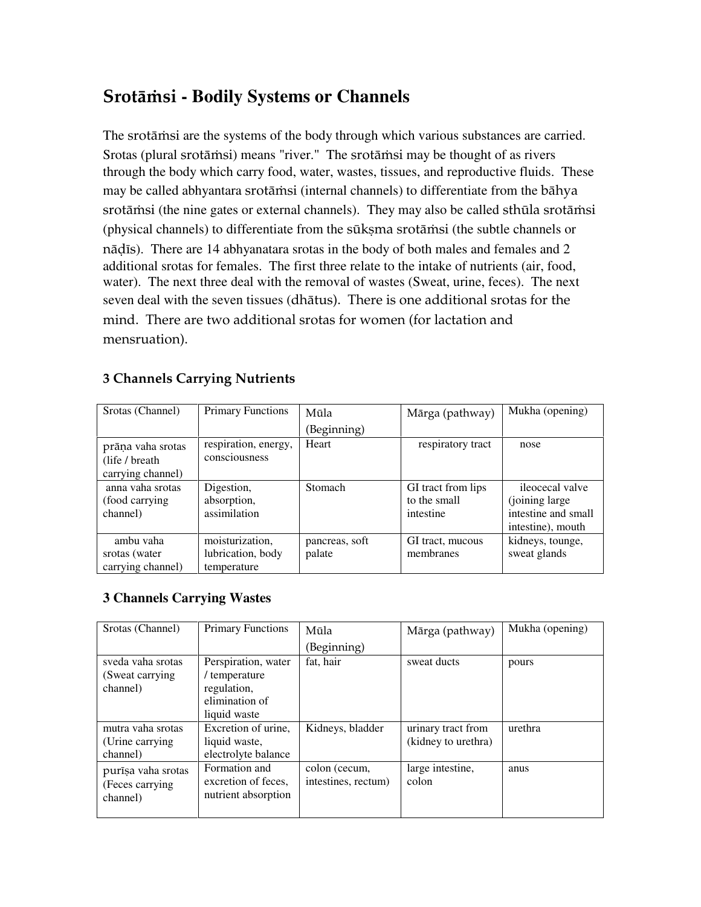# Srotāṁsi - Bodily Systems or Channels

The srotāṁsi are the systems of the body through which various substances are carried. Srotas (plural srotāṁsi) means "river." The srotāṁsi may be thought of as rivers through the body which carry food, water, wastes, tissues, and reproductive fluids. These may be called abhyantara srotāṁsi (internal channels) to differentiate from the bāhya srotāṁsi (the nine gates or external channels). They may also be called sthūla srotāṁsi (physical channels) to differentiate from the sūkṣma srotāṁsi (the subtle channels or nāḍīs). There are 14 abhyanatara srotas in the body of both males and females and 2 additional srotas for females. The first three relate to the intake of nutrients (air, food, water). The next three deal with the removal of wastes (Sweat, urine, feces). The next seven deal with the seven tissues (dhātus). There is one additional srotas for the mind. There are two additional srotas for women (for lactation and mensruation).

### 3 Channels Carrying Nutrients

| Srotas (Channel) | Primary Functions | Mūla (Beginning) | Mārga (pathway) | Mukha (opening) |
|---|---|---|---|---|
| prāṇa vaha srotas (life / breath carrying channel) | respiration, energy, consciousness | Heart | respiratory tract | nose |
| anna vaha srotas (food carrying channel) | Digestion, absorption, assimilation | Stomach | GI tract from lips to the small intestine | ileocecal valve (joining large intestine and small intestine), mouth |
| ambu vaha srotas (water carrying channel) | moisturization, lubrication, body temperature | pancreas, soft palate | GI tract, mucous membranes | kidneys, tounge, sweat glands |

### 3 Channels Carrying Wastes

| Srotas (Channel) | Primary Functions | Mūla (Beginning) | Mārga (pathway) | Mukha (opening) |
|---|---|---|---|---|
| sveda vaha srotas (Sweat carrying channel) | Perspiration, water / temperature regulation, elimination of liquid waste | fat, hair | sweat ducts | pours |
| mutra vaha srotas (Urine carrying channel) | Excretion of urine, liquid waste, electrolyte balance | Kidneys, bladder | urinary tract from (kidney to urethra) | urethra |
| purīṣa vaha srotas (Feces carrying channel) | Formation and excretion of feces, nutrient absorption | colon (cecum, intestines, rectum) | large intestine, colon | anus |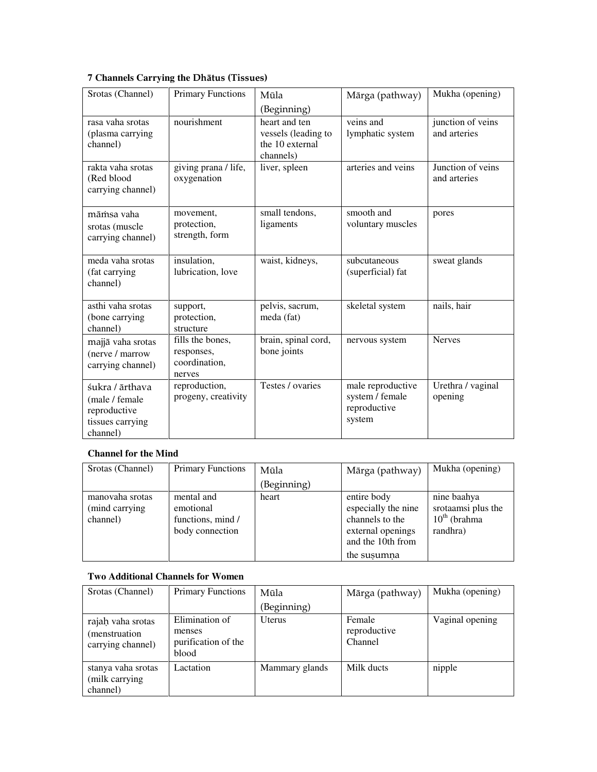**7 Channels Carrying the Dhātus (Tissues)**

| Srotas (Channel) | Primary Functions | Mūla (Beginning) | Mārga (pathway) | Mukha (opening) |
|---|---|---|---|---|
| rasa vaha srotas (plasma carrying channel) | nourishment | heart and ten vessels (leading to the 10 external channels) | veins and lymphatic system | junction of veins and arteries |
| rakta vaha srotas (Red blood carrying channel) | giving prana / life, oxygenation | liver, spleen | arteries and veins | Junction of veins and arteries |
| māṁsa vaha srotas (muscle carrying channel) | movement, protection, strength, form | small tendons, ligaments | smooth and voluntary muscles | pores |
| meda vaha srotas (fat carrying channel) | insulation, lubrication, love | waist, kidneys, | subcutaneous (superficial) fat | sweat glands |
| asthi vaha srotas (bone carrying channel) | support, protection, structure | pelvis, sacrum, meda (fat) | skeletal system | nails, hair |
| majjā vaha srotas (nerve / marrow carrying channel) | fills the bones, responses, coordination, nerves | brain, spinal cord, bone joints | nervous system | Nerves |
| śukra / ārthava (male / female reproductive tissues carrying channel) | reproduction, progeny, creativity | Testes / ovaries | male reproductive system / female reproductive system | Urethra / vaginal opening |

**Channel for the Mind**

| Srotas (Channel) | Primary Functions | Mūla (Beginning) | Mārga (pathway) | Mukha (opening) |
|---|---|---|---|---|
| manovaha srotas (mind carrying channel) | mental and emotional functions, mind / body connection | heart | entire body especially the nine channels to the external openings and the 10th from the suṣumṇa | nine baahya srotaamsi plus the 10th (brahma randhra) |

**Two Additional Channels for Women**

| Srotas (Channel) | Primary Functions | Mūla (Beginning) | Mārga (pathway) | Mukha (opening) |
|---|---|---|---|---|
| rajaḥ vaha srotas (menstruation carrying channel) | Elimination of menses purification of the blood | Uterus | Female reproductive Channel | Vaginal opening |
| stanya vaha srotas (milk carrying channel) | Lactation | Mammary glands | Milk ducts | nipple |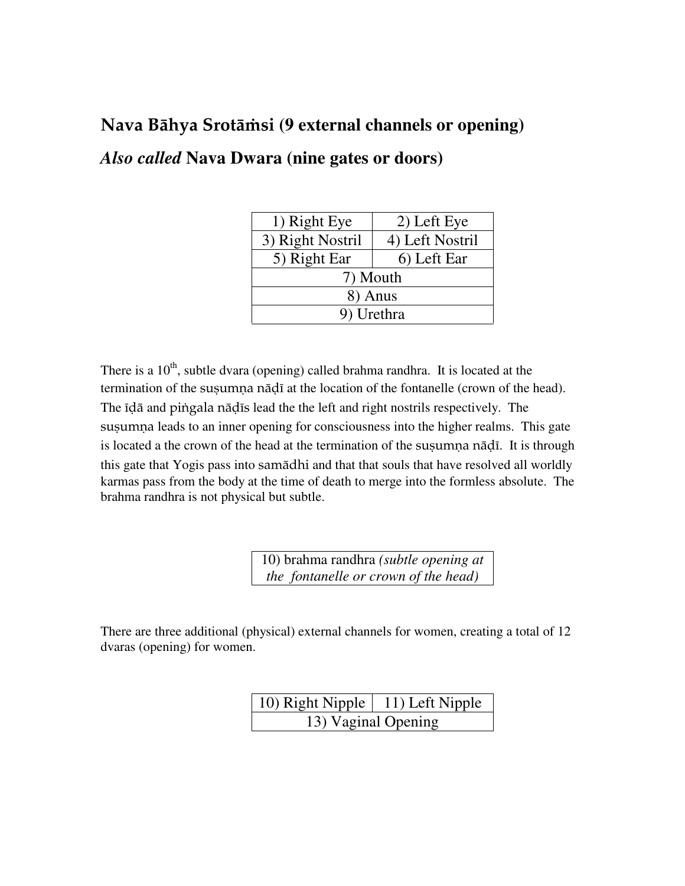## Nava Bāhya Srotāṁsi (9 external channels or opening)

## *Also called* Nava Dwara (nine gates or doors)

| | |
|---|---|
| 1) Right Eye | 2) Left Eye |
| 3) Right Nostril | 4) Left Nostril |
| 5) Right Ear | 6) Left Ear |
| 7) Mouth | |
| 8) Anus | |
| 9) Urethra | |

There is a 10th, subtle dvara (opening) called brahma randhra. It is located at the termination of the suṣumṇa nāḍī at the location of the fontanelle (crown of the head). The īḍā and piṅgala nāḍīs lead the the left and right nostrils respectively. The suṣumṇa leads to an inner opening for consciousness into the higher realms. This gate is located a the crown of the head at the termination of the suṣumṇa nāḍī. It is through this gate that Yogis pass into samādhi and that that souls that have resolved all worldly karmas pass from the body at the time of death to merge into the formless absolute. The brahma randhra is not physical but subtle.

| |
|---|
| 10) brahma randhra *(subtle opening at the fontanelle or crown of the head)* |

There are three additional (physical) external channels for women, creating a total of 12 dvaras (opening) for women.

| | |
|---|---|
| 10) Right Nipple | 11) Left Nipple |
| 13) Vaginal Opening | |